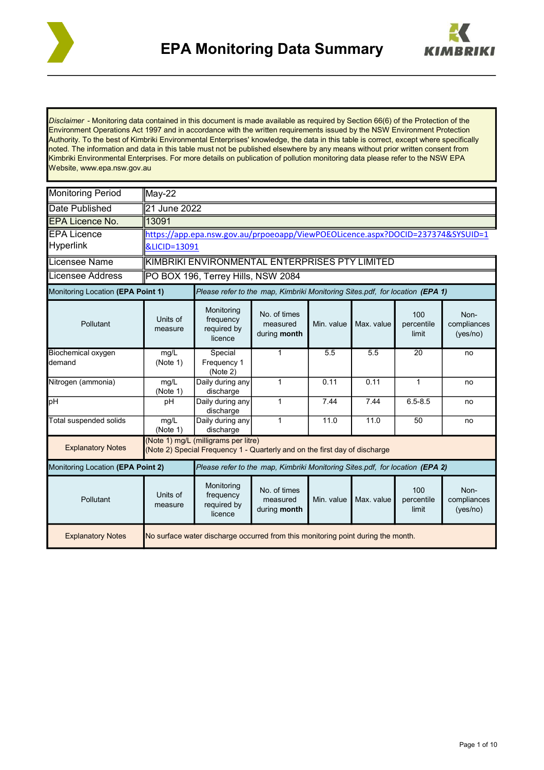# EPA Monitoring Data Summary

*Disclaimer* - Monitoring data contained in this document is made available as required by Section 66(6) of the Protection of the Environment Operations Act 1997 and in accordance with the written requirements issued by the NSW Environment Protection Authority. To the best of Kimbriki Environmental Enterprises' knowledge, the data in this table is correct, except where specifically noted. The information and data in this table must not be published elsewhere by any means without prior written consent from Kimbriki Environmental Enterprises. For more details on publication of pollution monitoring data please refer to the NSW EPA Website, www.epa.nsw.gov.au

| | |
|---|---|
| Monitoring Period | May-22 |
| Date Published | 21 June 2022 |
| EPA Licence No. | 13091 |
| EPA Licence Hyperlink | https://app.epa.nsw.gov.au/prpoeoapp/ViewPOEOLicence.aspx?DOCID=237374&SYSUID=1&LICID=13091 |
| Licensee Name | KIMBRIKI ENVIRONMENTAL ENTERPRISES PTY LIMITED |
| Licensee Address | PO BOX 196, Terrey Hills, NSW 2084 |

Monitoring Location **(EPA Point 1)** — *Please refer to the map, Kimbriki Monitoring Sites.pdf, for location* ***(EPA 1)***

| Pollutant | Units of measure | Monitoring frequency required by licence | No. of times measured during **month** | Min. value | Max. value | 100 percentile limit | Non-compliances (yes/no) |
|---|---|---|---|---|---|---|---|
| Biochemical oxygen demand | mg/L (Note 1) | Special Frequency 1 (Note 2) | 1 | 5.5 | 5.5 | 20 | no |
| Nitrogen (ammonia) | mg/L (Note 1) | Daily during any discharge | 1 | 0.11 | 0.11 | 1 | no |
| pH | pH | Daily during any discharge | 1 | 7.44 | 7.44 | 6.5-8.5 | no |
| Total suspended solids | mg/L (Note 1) | Daily during any discharge | 1 | 11.0 | 11.0 | 50 | no |

Explanatory Notes:
(Note 1) mg/L (milligrams per litre)
(Note 2) Special Frequency 1 - Quarterly and on the first day of discharge

Monitoring Location **(EPA Point 2)** — *Please refer to the map, Kimbriki Monitoring Sites.pdf, for location* ***(EPA 2)***

| Pollutant | Units of measure | Monitoring frequency required by licence | No. of times measured during **month** | Min. value | Max. value | 100 percentile limit | Non-compliances (yes/no) |
|---|---|---|---|---|---|---|---|

Explanatory Notes: No surface water discharge occurred from this monitoring point during the month.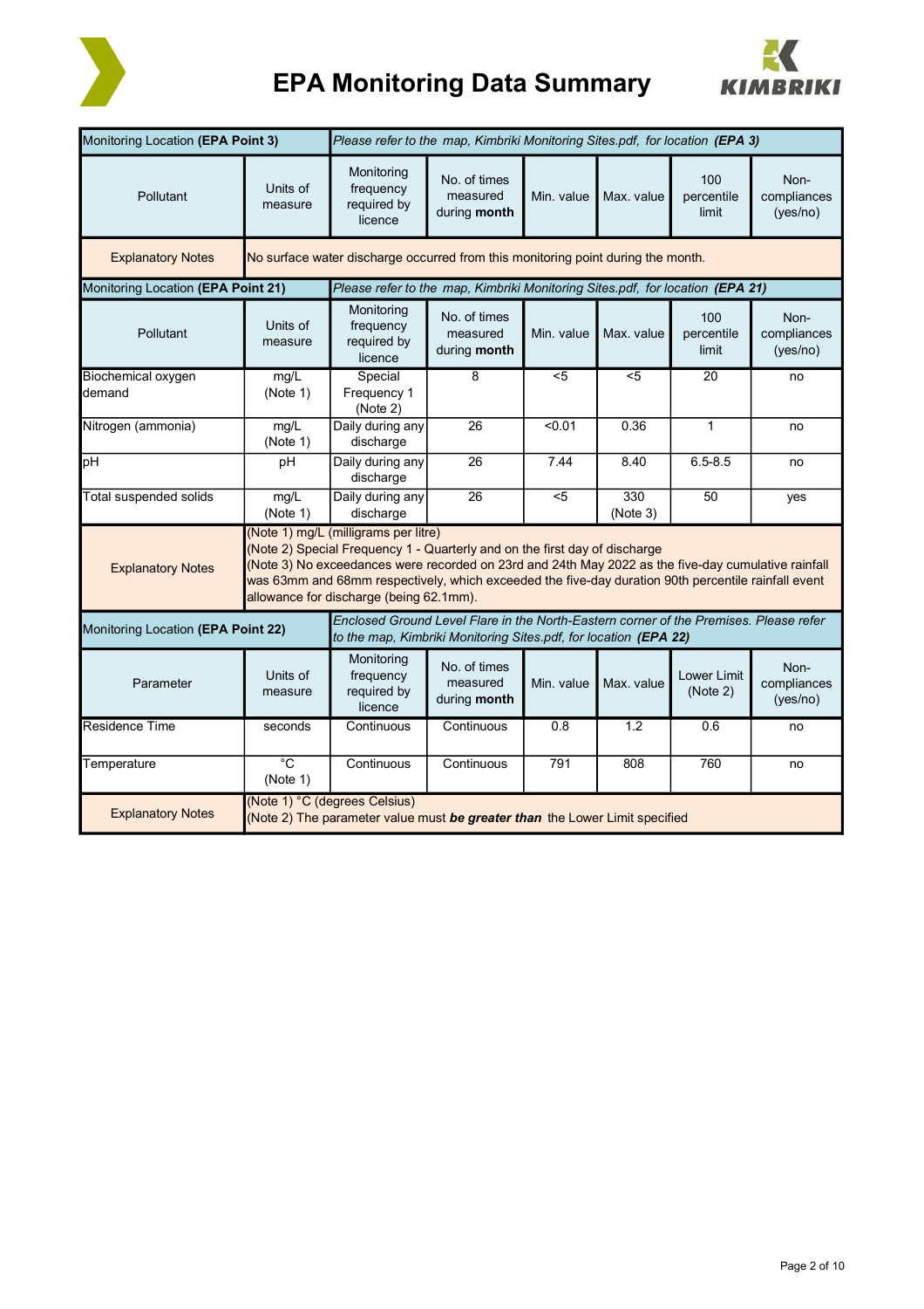# EPA Monitoring Data Summary

| Monitoring Location **(EPA Point 3)** | *Please refer to the map, Kimbriki Monitoring Sites.pdf, for location* ***(EPA 3)*** | | | | | | |
|---|---|---|---|---|---|---|---|
| Pollutant | Units of measure | Monitoring frequency required by licence | No. of times measured during **month** | Min. value | Max. value | 100 percentile limit | Non-compliances (yes/no) |
| Explanatory Notes | No surface water discharge occurred from this monitoring point during the month. | | | | | | |

| Monitoring Location **(EPA Point 21)** | *Please refer to the map, Kimbriki Monitoring Sites.pdf, for location* ***(EPA 21)*** | | | | | | |
|---|---|---|---|---|---|---|---|
| Pollutant | Units of measure | Monitoring frequency required by licence | No. of times measured during **month** | Min. value | Max. value | 100 percentile limit | Non-compliances (yes/no) |
| Biochemical oxygen demand | mg/L (Note 1) | Special Frequency 1 (Note 2) | 8 | <5 | <5 | 20 | no |
| Nitrogen (ammonia) | mg/L (Note 1) | Daily during any discharge | 26 | <0.01 | 0.36 | 1 | no |
| pH | pH | Daily during any discharge | 26 | 7.44 | 8.40 | 6.5-8.5 | no |
| Total suspended solids | mg/L (Note 1) | Daily during any discharge | 26 | <5 | 330 (Note 3) | 50 | yes |
| Explanatory Notes | (Note 1) mg/L (milligrams per litre)<br>(Note 2) Special Frequency 1 - Quarterly and on the first day of discharge<br>(Note 3) No exceedances were recorded on 23rd and 24th May 2022 as the five-day cumulative rainfall was 63mm and 68mm respectively, which exceeded the five-day duration 90th percentile rainfall event allowance for discharge (being 62.1mm). | | | | | | |

| Monitoring Location **(EPA Point 22)** | *Enclosed Ground Level Flare in the North-Eastern corner of the Premises. Please refer to the map, Kimbriki Monitoring Sites.pdf, for location* ***(EPA 22)*** | | | | | | |
|---|---|---|---|---|---|---|---|
| Parameter | Units of measure | Monitoring frequency required by licence | No. of times measured during **month** | Min. value | Max. value | Lower Limit (Note 2) | Non-compliances (yes/no) |
| Residence Time | seconds | Continuous | Continuous | 0.8 | 1.2 | 0.6 | no |
| Temperature | °C (Note 1) | Continuous | Continuous | 791 | 808 | 760 | no |
| Explanatory Notes | (Note 1) °C (degrees Celsius)<br>(Note 2) The parameter value must ***be greater than*** the Lower Limit specified | | | | | | |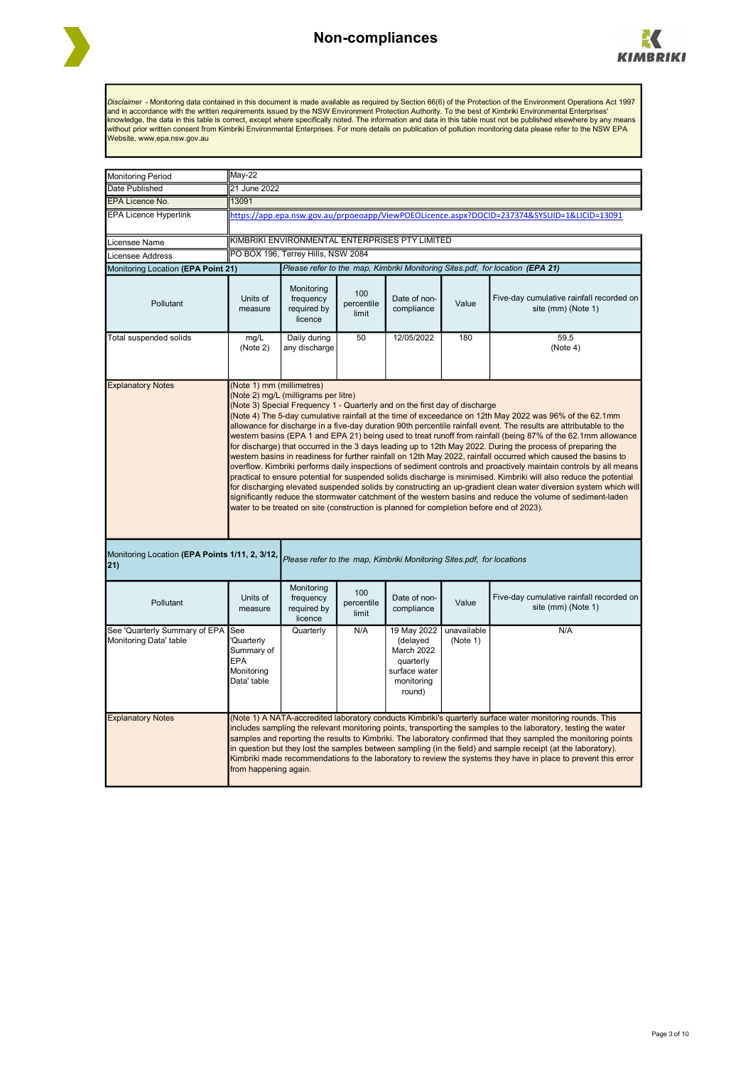# Non-compliances

*Disclaimer* - Monitoring data contained in this document is made available as required by Section 66(6) of the Protection of the Environment Operations Act 1997 and in accordance with the written requirements issued by the NSW Environment Protection Authority. To the best of Kimbriki Environmental Enterprises' knowledge, the data in this table is correct, except where specifically noted. The information and data in this table must not be published elsewhere by any means without prior written consent from Kimbriki Environmental Enterprises. For more details on publication of pollution monitoring data please refer to the NSW EPA Website, www.epa.nsw.gov.au

| | |
|---|---|
| Monitoring Period | May-22 |
| Date Published | 21 June 2022 |
| EPA Licence No. | 13091 |
| EPA Licence Hyperlink | https://app.epa.nsw.gov.au/prpoeoapp/ViewPOEOLicence.aspx?DOCID=237374&SYSUID=1&LICID=13091 |
| Licensee Name | KIMBRIKI ENVIRONMENTAL ENTERPRISES PTY LIMITED |
| Licensee Address | PO BOX 196, Terrey Hills, NSW 2084 |

| Monitoring Location **(EPA Point 21)** | *Please refer to the map, Kimbriki Monitoring Sites.pdf, for location **(EPA 21)*** | | | | | |
|---|---|---|---|---|---|---|
| Pollutant | Units of measure | Monitoring frequency required by licence | 100 percentile limit | Date of non-compliance | Value | Five-day cumulative rainfall recorded on site (mm) (Note 1) |
| Total suspended solids | mg/L (Note 2) | Daily during any discharge | 50 | 12/05/2022 | 180 | 59.5 (Note 4) |
| Explanatory Notes | (Note 1) mm (millimetres)<br>(Note 2) mg/L (milligrams per litre)<br>(Note 3) Special Frequency 1 - Quarterly and on the first day of discharge<br>(Note 4) The 5-day cumulative rainfall at the time of exceedance on 12th May 2022 was 96% of the 62.1mm allowance for discharge in a five-day duration 90th percentile rainfall event. The results are attributable to the western basins (EPA 1 and EPA 21) being used to treat runoff from rainfall (being 87% of the 62.1mm allowance for discharge) that occurred in the 3 days leading up to 12th May 2022. During the process of preparing the western basins in readiness for further rainfall on 12th May 2022, rainfall occurred which caused the basins to overflow. Kimbriki performs daily inspections of sediment controls and proactively maintain controls by all means practical to ensure potential for suspended solids discharge is minimised. Kimbriki will also reduce the potential for discharging elevated suspended solids by constructing an up-gradient clean water diversion system which will significantly reduce the stormwater catchment of the western basins and reduce the volume of sediment-laden water to be treated on site (construction is planned for completion before end of 2023). | | | | | |

| Monitoring Location **(EPA Points 1/11, 2, 3/12, 21)** | *Please refer to the map, Kimbriki Monitoring Sites.pdf, for locations* | | | | | |
|---|---|---|---|---|---|---|
| Pollutant | Units of measure | Monitoring frequency required by licence | 100 percentile limit | Date of non-compliance | Value | Five-day cumulative rainfall recorded on site (mm) (Note 1) |
| See 'Quarterly Summary of EPA Monitoring Data' table | See 'Quarterly Summary of EPA Monitoring Data' table | Quarterly | N/A | 19 May 2022 (delayed March 2022 quarterly surface water monitoring round) | unavailable (Note 1) | N/A |
| Explanatory Notes | (Note 1) A NATA-accredited laboratory conducts Kimbriki's quarterly surface water monitoring rounds. This includes sampling the relevant monitoring points, transporting the samples to the laboratory, testing the water samples and reporting the results to Kimbriki. The laboratory confirmed that they sampled the monitoring points in question but they lost the samples between sampling (in the field) and sample receipt (at the laboratory). Kimbriki made recommendations to the laboratory to review the systems they have in place to prevent this error from happening again. | | | | | |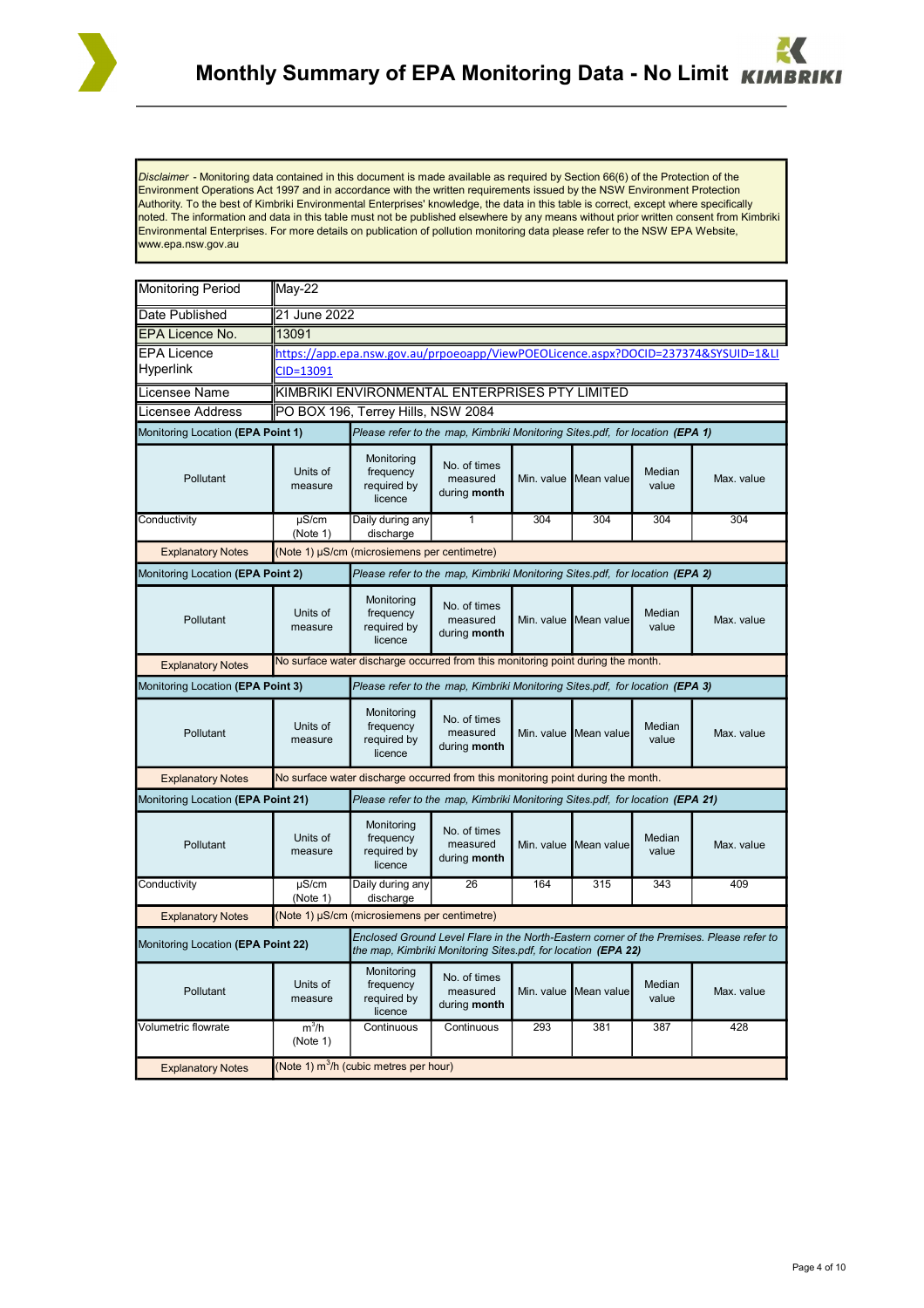# Monthly Summary of EPA Monitoring Data - No Limit

*Disclaimer* - Monitoring data contained in this document is made available as required by Section 66(6) of the Protection of the Environment Operations Act 1997 and in accordance with the written requirements issued by the NSW Environment Protection Authority. To the best of Kimbriki Environmental Enterprises' knowledge, the data in this table is correct, except where specifically noted. The information and data in this table must not be published elsewhere by any means without prior written consent from Kimbriki Environmental Enterprises. For more details on publication of pollution monitoring data please refer to the NSW EPA Website, www.epa.nsw.gov.au

| | |
|---|---|
| Monitoring Period | May-22 |
| Date Published | 21 June 2022 |
| EPA Licence No. | 13091 |
| EPA Licence Hyperlink | https://app.epa.nsw.gov.au/prpoeoapp/ViewPOEOLicence.aspx?DOCID=237374&SYSUID=1&LICID=13091 |
| Licensee Name | KIMBRIKI ENVIRONMENTAL ENTERPRISES PTY LIMITED |
| Licensee Address | PO BOX 196, Terrey Hills, NSW 2084 |

**Monitoring Location (EPA Point 1)** — *Please refer to the map, Kimbriki Monitoring Sites.pdf, for location (EPA 1)*

| Pollutant | Units of measure | Monitoring frequency required by licence | No. of times measured during **month** | Min. value | Mean value | Median value | Max. value |
|---|---|---|---|---|---|---|---|
| Conductivity | µS/cm (Note 1) | Daily during any discharge | 1 | 304 | 304 | 304 | 304 |

Explanatory Notes: (Note 1) µS/cm (microsiemens per centimetre)

**Monitoring Location (EPA Point 2)** — *Please refer to the map, Kimbriki Monitoring Sites.pdf, for location (EPA 2)*

| Pollutant | Units of measure | Monitoring frequency required by licence | No. of times measured during **month** | Min. value | Mean value | Median value | Max. value |
|---|---|---|---|---|---|---|---|

Explanatory Notes: No surface water discharge occurred from this monitoring point during the month.

**Monitoring Location (EPA Point 3)** — *Please refer to the map, Kimbriki Monitoring Sites.pdf, for location (EPA 3)*

| Pollutant | Units of measure | Monitoring frequency required by licence | No. of times measured during **month** | Min. value | Mean value | Median value | Max. value |
|---|---|---|---|---|---|---|---|

Explanatory Notes: No surface water discharge occurred from this monitoring point during the month.

**Monitoring Location (EPA Point 21)** — *Please refer to the map, Kimbriki Monitoring Sites.pdf, for location (EPA 21)*

| Pollutant | Units of measure | Monitoring frequency required by licence | No. of times measured during **month** | Min. value | Mean value | Median value | Max. value |
|---|---|---|---|---|---|---|---|
| Conductivity | µS/cm (Note 1) | Daily during any discharge | 26 | 164 | 315 | 343 | 409 |

Explanatory Notes: (Note 1) µS/cm (microsiemens per centimetre)

**Monitoring Location (EPA Point 22)** — *Enclosed Ground Level Flare in the North-Eastern corner of the Premises. Please refer to the map, Kimbriki Monitoring Sites.pdf, for location (EPA 22)*

| Pollutant | Units of measure | Monitoring frequency required by licence | No. of times measured during **month** | Min. value | Mean value | Median value | Max. value |
|---|---|---|---|---|---|---|---|
| Volumetric flowrate | $m^3/h$ (Note 1) | Continuous | Continuous | 293 | 381 | 387 | 428 |

Explanatory Notes: (Note 1) $m^3/h$ (cubic metres per hour)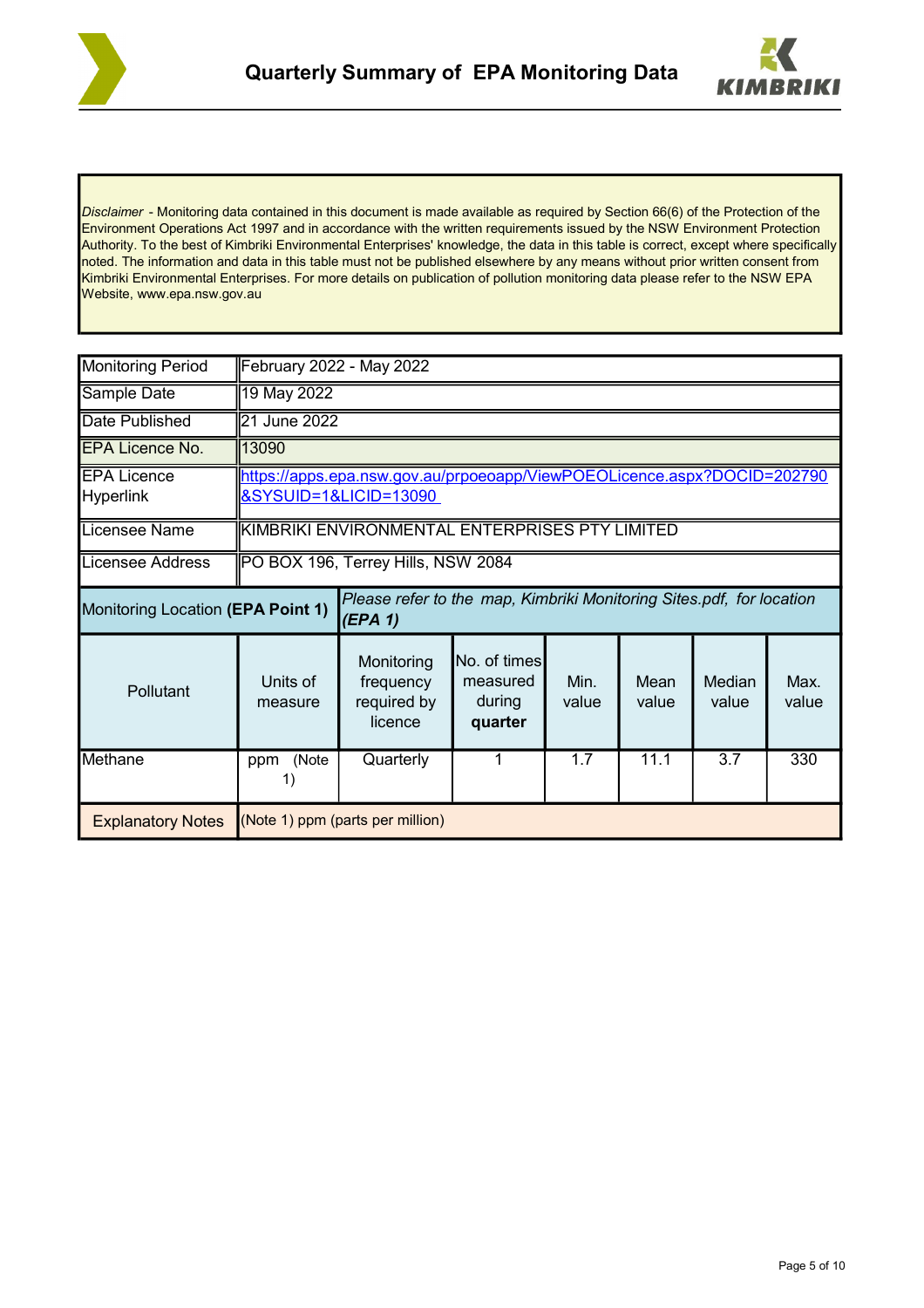# Quarterly Summary of EPA Monitoring Data

*Disclaimer* - Monitoring data contained in this document is made available as required by Section 66(6) of the Protection of the Environment Operations Act 1997 and in accordance with the written requirements issued by the NSW Environment Protection Authority. To the best of Kimbriki Environmental Enterprises' knowledge, the data in this table is correct, except where specifically noted. The information and data in this table must not be published elsewhere by any means without prior written consent from Kimbriki Environmental Enterprises. For more details on publication of pollution monitoring data please refer to the NSW EPA Website, www.epa.nsw.gov.au

| | |
|---|---|
| Monitoring Period | February 2022 - May 2022 |
| Sample Date | 19 May 2022 |
| Date Published | 21 June 2022 |
| EPA Licence No. | 13090 |
| EPA Licence Hyperlink | https://apps.epa.nsw.gov.au/prpoeoapp/ViewPOEOLicence.aspx?DOCID=202790&SYSUID=1&LICID=13090 |
| Licensee Name | KIMBRIKI ENVIRONMENTAL ENTERPRISES PTY LIMITED |
| Licensee Address | PO BOX 196, Terrey Hills, NSW 2084 |

| Monitoring Location **(EPA Point 1)** | | *Please refer to the map, Kimbriki Monitoring Sites.pdf, for location **(EPA 1)*** | | | | | |
|---|---|---|---|---|---|---|---|
| Pollutant | Units of measure | Monitoring frequency required by licence | No. of times measured during **quarter** | Min. value | Mean value | Median value | Max. value |
| Methane | ppm (Note 1) | Quarterly | 1 | 1.7 | 11.1 | 3.7 | 330 |
| Explanatory Notes | (Note 1) ppm (parts per million) | | | | | | |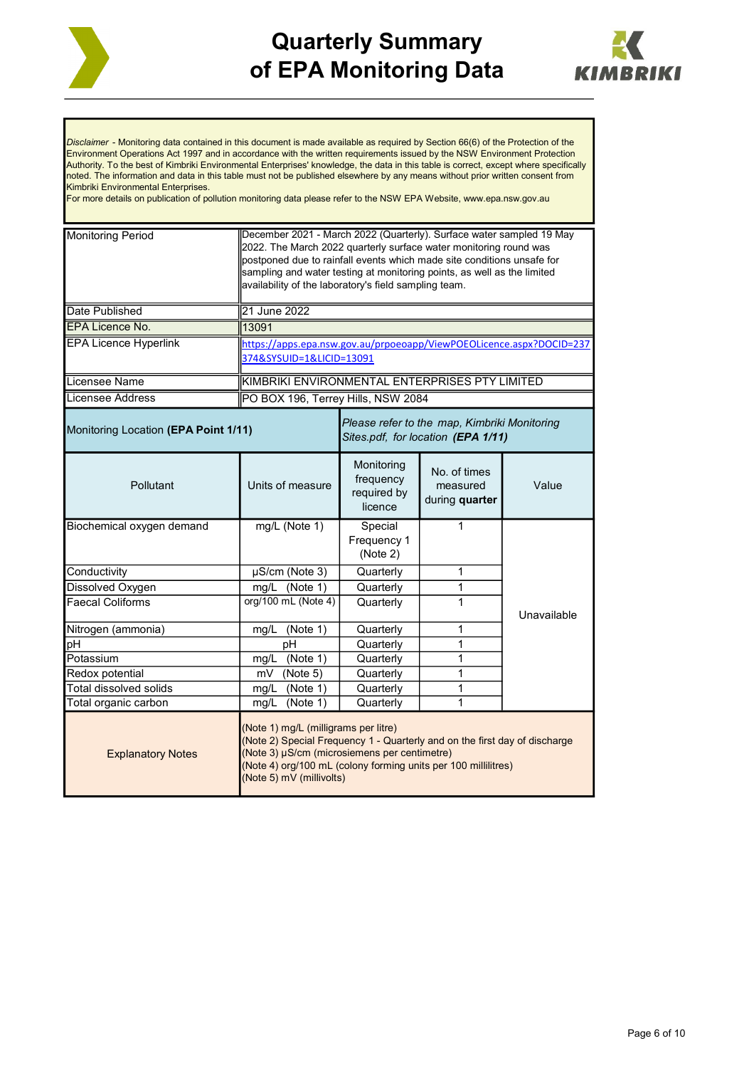# Quarterly Summary of EPA Monitoring Data

*Disclaimer* - Monitoring data contained in this document is made available as required by Section 66(6) of the Protection of the Environment Operations Act 1997 and in accordance with the written requirements issued by the NSW Environment Protection Authority. To the best of Kimbriki Environmental Enterprises' knowledge, the data in this table is correct, except where specifically noted. The information and data in this table must not be published elsewhere by any means without prior written consent from Kimbriki Environmental Enterprises.
For more details on publication of pollution monitoring data please refer to the NSW EPA Website, www.epa.nsw.gov.au

| | |
|---|---|
| Monitoring Period | December 2021 - March 2022 (Quarterly). Surface water sampled 19 May 2022. The March 2022 quarterly surface water monitoring round was postponed due to rainfall events which made site conditions unsafe for sampling and water testing at monitoring points, as well as the limited availability of the laboratory's field sampling team. |
| Date Published | 21 June 2022 |
| EPA Licence No. | 13091 |
| EPA Licence Hyperlink | https://apps.epa.nsw.gov.au/prpoeoapp/ViewPOEOLicence.aspx?DOCID=237374&SYSUID=1&LICID=13091 |
| Licensee Name | KIMBRIKI ENVIRONMENTAL ENTERPRISES PTY LIMITED |
| Licensee Address | PO BOX 196, Terrey Hills, NSW 2084 |

Monitoring Location **(EPA Point 1/11)** — *Please refer to the map, Kimbriki Monitoring Sites.pdf, for location **(EPA 1/11)***

| Pollutant | Units of measure | Monitoring frequency required by licence | No. of times measured during **quarter** | Value |
|---|---|---|---|---|
| Biochemical oxygen demand | mg/L (Note 1) | Special Frequency 1 (Note 2) | 1 | Unavailable |
| Conductivity | µS/cm (Note 3) | Quarterly | 1 | Unavailable |
| Dissolved Oxygen | mg/L (Note 1) | Quarterly | 1 | Unavailable |
| Faecal Coliforms | org/100 mL (Note 4) | Quarterly | 1 | Unavailable |
| Nitrogen (ammonia) | mg/L (Note 1) | Quarterly | 1 | Unavailable |
| pH | pH | Quarterly | 1 | Unavailable |
| Potassium | mg/L (Note 1) | Quarterly | 1 | Unavailable |
| Redox potential | mV (Note 5) | Quarterly | 1 | Unavailable |
| Total dissolved solids | mg/L (Note 1) | Quarterly | 1 | Unavailable |
| Total organic carbon | mg/L (Note 1) | Quarterly | 1 | Unavailable |

**Explanatory Notes**

(Note 1) mg/L (milligrams per litre)
(Note 2) Special Frequency 1 - Quarterly and on the first day of discharge
(Note 3) µS/cm (microsiemens per centimetre)
(Note 4) org/100 mL (colony forming units per 100 millilitres)
(Note 5) mV (millivolts)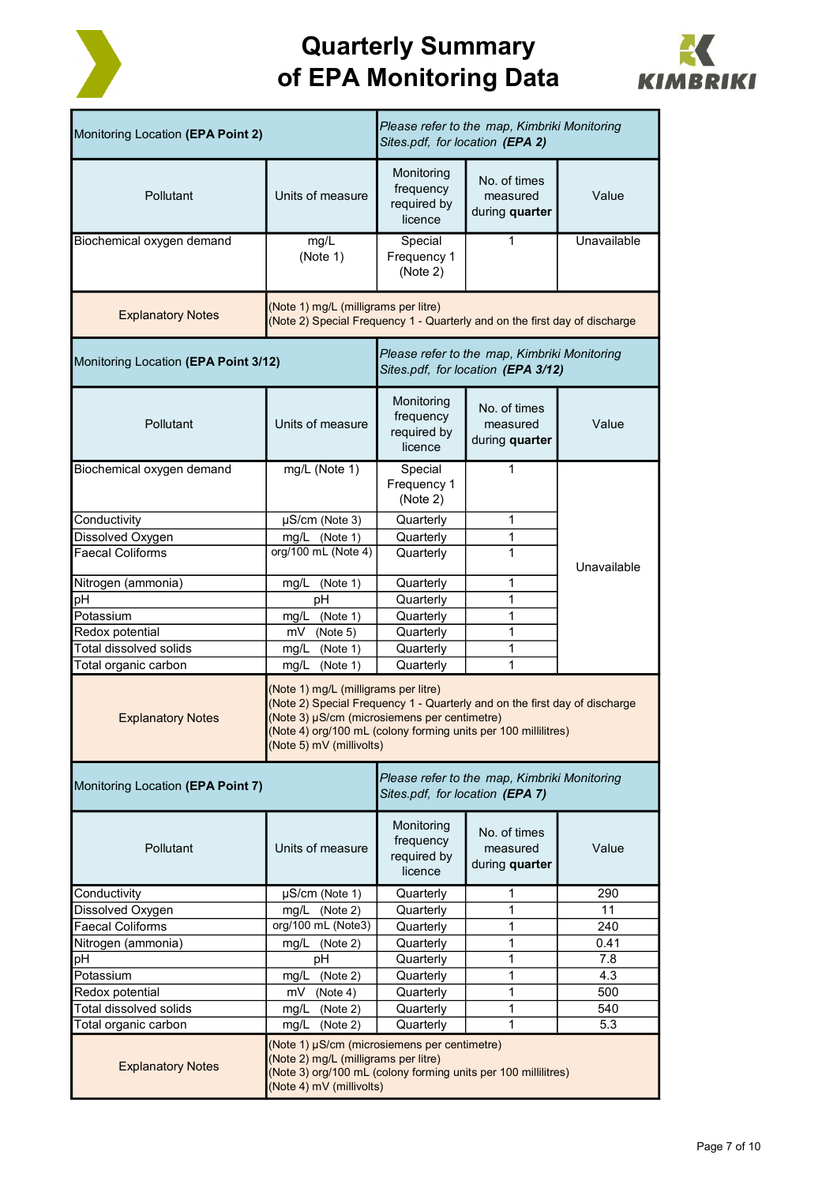# Quarterly Summary of EPA Monitoring Data

| Monitoring Location **(EPA Point 2)** | | *Please refer to the map, Kimbriki Monitoring Sites.pdf, for location* ***(EPA 2)*** | | |
|---|---|---|---|---|
| Pollutant | Units of measure | Monitoring frequency required by licence | No. of times measured during **quarter** | Value |
| Biochemical oxygen demand | mg/L (Note 1) | Special Frequency 1 (Note 2) | 1 | Unavailable |
| Explanatory Notes | (Note 1) mg/L (milligrams per litre)<br>(Note 2) Special Frequency 1 - Quarterly and on the first day of discharge | | | |

| Monitoring Location **(EPA Point 3/12)** | | *Please refer to the map, Kimbriki Monitoring Sites.pdf, for location* ***(EPA 3/12)*** | | |
|---|---|---|---|---|
| Pollutant | Units of measure | Monitoring frequency required by licence | No. of times measured during **quarter** | Value |
| Biochemical oxygen demand | mg/L (Note 1) | Special Frequency 1 (Note 2) | 1 | Unavailable |
| Conductivity | µS/cm (Note 3) | Quarterly | 1 | |
| Dissolved Oxygen | mg/L (Note 1) | Quarterly | 1 | |
| Faecal Coliforms | org/100 mL (Note 4) | Quarterly | 1 | |
| Nitrogen (ammonia) | mg/L (Note 1) | Quarterly | 1 | |
| pH | pH | Quarterly | 1 | |
| Potassium | mg/L (Note 1) | Quarterly | 1 | |
| Redox potential | mV (Note 5) | Quarterly | 1 | |
| Total dissolved solids | mg/L (Note 1) | Quarterly | 1 | |
| Total organic carbon | mg/L (Note 1) | Quarterly | 1 | |
| Explanatory Notes | (Note 1) mg/L (milligrams per litre)<br>(Note 2) Special Frequency 1 - Quarterly and on the first day of discharge<br>(Note 3) µS/cm (microsiemens per centimetre)<br>(Note 4) org/100 mL (colony forming units per 100 millilitres)<br>(Note 5) mV (millivolts) | | | |

| Monitoring Location **(EPA Point 7)** | | *Please refer to the map, Kimbriki Monitoring Sites.pdf, for location* ***(EPA 7)*** | | |
|---|---|---|---|---|
| Pollutant | Units of measure | Monitoring frequency required by licence | No. of times measured during **quarter** | Value |
| Conductivity | µS/cm (Note 1) | Quarterly | 1 | 290 |
| Dissolved Oxygen | mg/L (Note 2) | Quarterly | 1 | 11 |
| Faecal Coliforms | org/100 mL (Note3) | Quarterly | 1 | 240 |
| Nitrogen (ammonia) | mg/L (Note 2) | Quarterly | 1 | 0.41 |
| pH | pH | Quarterly | 1 | 7.8 |
| Potassium | mg/L (Note 2) | Quarterly | 1 | 4.3 |
| Redox potential | mV (Note 4) | Quarterly | 1 | 500 |
| Total dissolved solids | mg/L (Note 2) | Quarterly | 1 | 540 |
| Total organic carbon | mg/L (Note 2) | Quarterly | 1 | 5.3 |
| Explanatory Notes | (Note 1) µS/cm (microsiemens per centimetre)<br>(Note 2) mg/L (milligrams per litre)<br>(Note 3) org/100 mL (colony forming units per 100 millilitres)<br>(Note 4) mV (millivolts) | | | |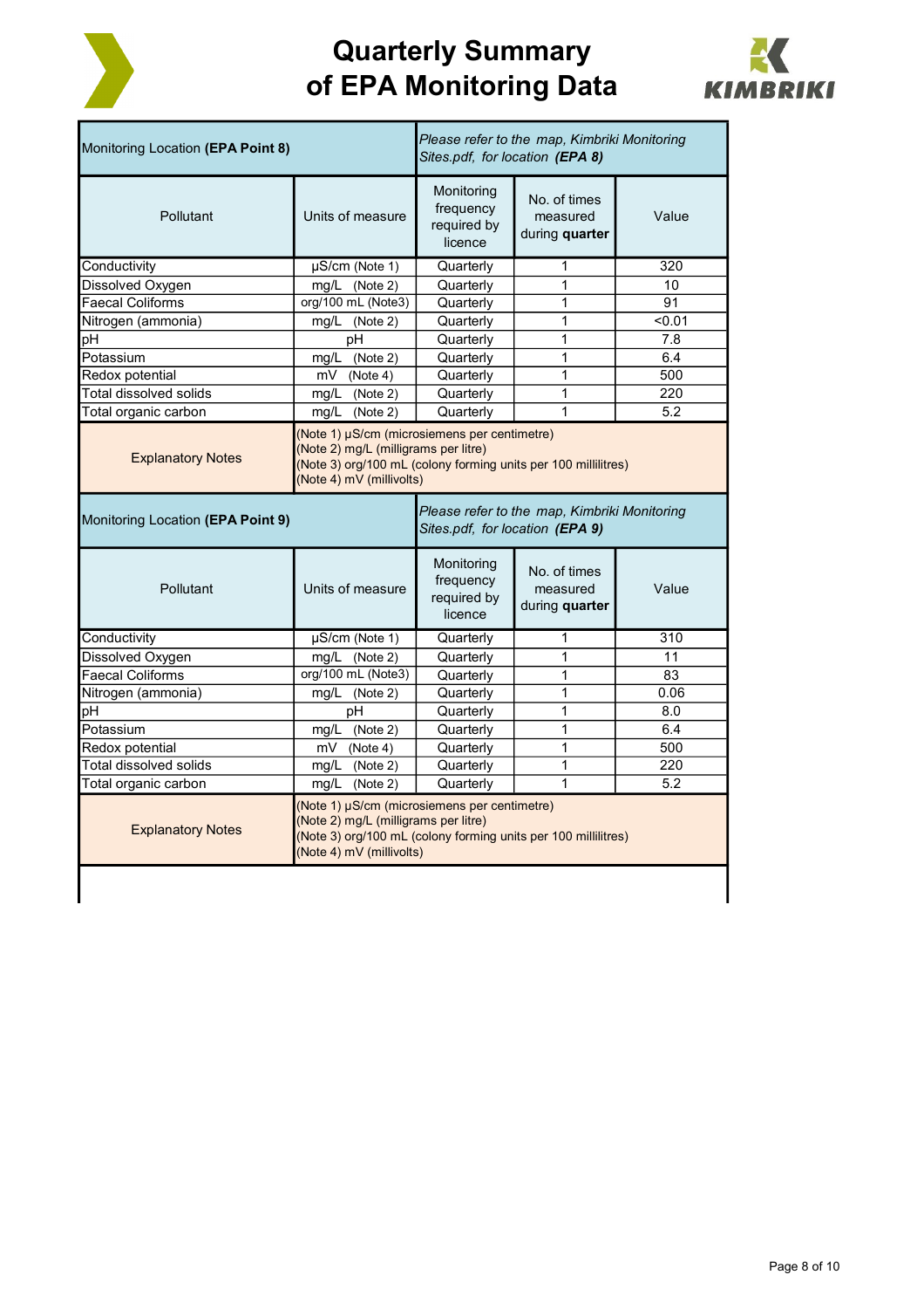# Quarterly Summary of EPA Monitoring Data

| Monitoring Location **(EPA Point 8)** | | *Please refer to the map, Kimbriki Monitoring Sites.pdf, for location **(EPA 8)*** | | |
|---|---|---|---|---|
| Pollutant | Units of measure | Monitoring frequency required by licence | No. of times measured during **quarter** | Value |
| Conductivity | μS/cm (Note 1) | Quarterly | 1 | 320 |
| Dissolved Oxygen | mg/L (Note 2) | Quarterly | 1 | 10 |
| Faecal Coliforms | org/100 mL (Note3) | Quarterly | 1 | 91 |
| Nitrogen (ammonia) | mg/L (Note 2) | Quarterly | 1 | <0.01 |
| pH | pH | Quarterly | 1 | 7.8 |
| Potassium | mg/L (Note 2) | Quarterly | 1 | 6.4 |
| Redox potential | mV (Note 4) | Quarterly | 1 | 500 |
| Total dissolved solids | mg/L (Note 2) | Quarterly | 1 | 220 |
| Total organic carbon | mg/L (Note 2) | Quarterly | 1 | 5.2 |
| Explanatory Notes | (Note 1) μS/cm (microsiemens per centimetre)<br>(Note 2) mg/L (milligrams per litre)<br>(Note 3) org/100 mL (colony forming units per 100 millilitres)<br>(Note 4) mV (millivolts) | | | |

| Monitoring Location **(EPA Point 9)** | | *Please refer to the map, Kimbriki Monitoring Sites.pdf, for location **(EPA 9)*** | | |
|---|---|---|---|---|
| Pollutant | Units of measure | Monitoring frequency required by licence | No. of times measured during **quarter** | Value |
| Conductivity | μS/cm (Note 1) | Quarterly | 1 | 310 |
| Dissolved Oxygen | mg/L (Note 2) | Quarterly | 1 | 11 |
| Faecal Coliforms | org/100 mL (Note3) | Quarterly | 1 | 83 |
| Nitrogen (ammonia) | mg/L (Note 2) | Quarterly | 1 | 0.06 |
| pH | pH | Quarterly | 1 | 8.0 |
| Potassium | mg/L (Note 2) | Quarterly | 1 | 6.4 |
| Redox potential | mV (Note 4) | Quarterly | 1 | 500 |
| Total dissolved solids | mg/L (Note 2) | Quarterly | 1 | 220 |
| Total organic carbon | mg/L (Note 2) | Quarterly | 1 | 5.2 |
| Explanatory Notes | (Note 1) μS/cm (microsiemens per centimetre)<br>(Note 2) mg/L (milligrams per litre)<br>(Note 3) org/100 mL (colony forming units per 100 millilitres)<br>(Note 4) mV (millivolts) | | | |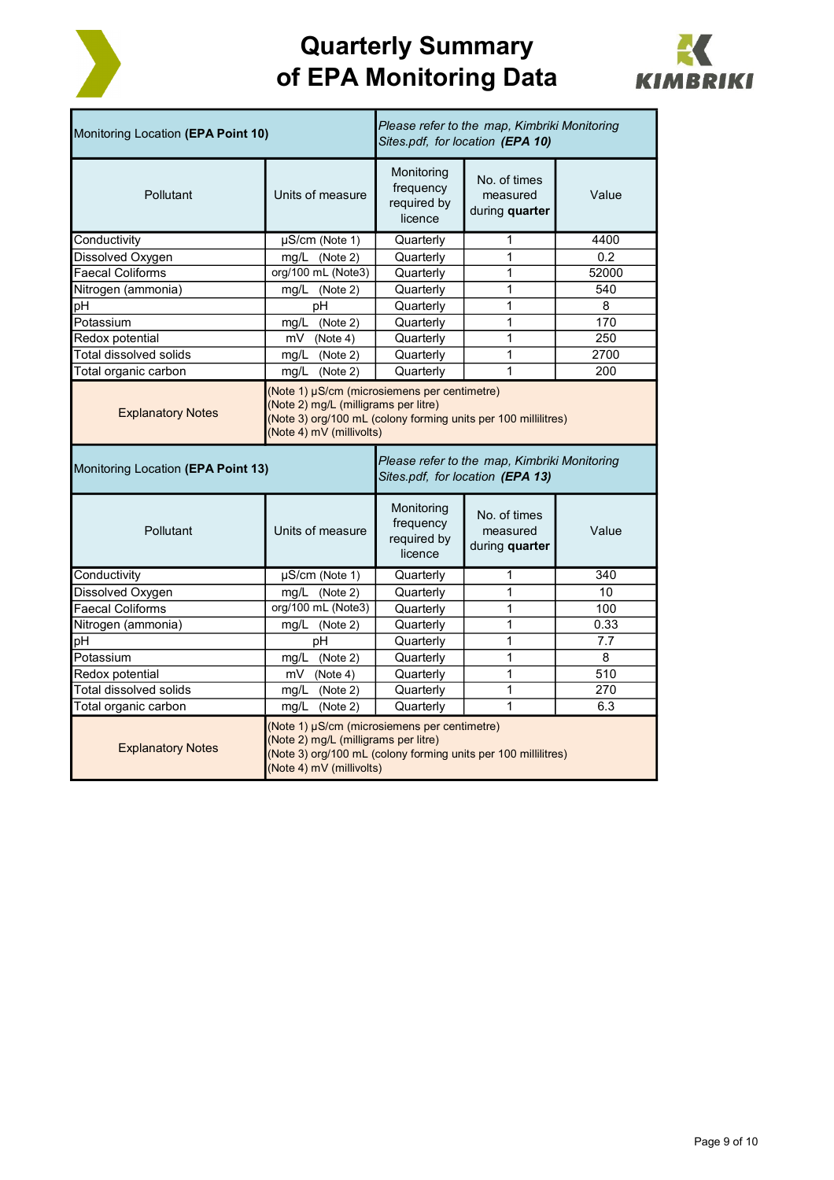# Quarterly Summary of EPA Monitoring Data

| Monitoring Location **(EPA Point 10)** | | *Please refer to the map, Kimbriki Monitoring Sites.pdf, for location **(EPA 10)*** | | |
|---|---|---|---|---|
| Pollutant | Units of measure | Monitoring frequency required by licence | No. of times measured during **quarter** | Value |
| Conductivity | μS/cm (Note 1) | Quarterly | 1 | 4400 |
| Dissolved Oxygen | mg/L (Note 2) | Quarterly | 1 | 0.2 |
| Faecal Coliforms | org/100 mL (Note3) | Quarterly | 1 | 52000 |
| Nitrogen (ammonia) | mg/L (Note 2) | Quarterly | 1 | 540 |
| pH | pH | Quarterly | 1 | 8 |
| Potassium | mg/L (Note 2) | Quarterly | 1 | 170 |
| Redox potential | mV (Note 4) | Quarterly | 1 | 250 |
| Total dissolved solids | mg/L (Note 2) | Quarterly | 1 | 2700 |
| Total organic carbon | mg/L (Note 2) | Quarterly | 1 | 200 |
| Explanatory Notes | (Note 1) μS/cm (microsiemens per centimetre)<br>(Note 2) mg/L (milligrams per litre)<br>(Note 3) org/100 mL (colony forming units per 100 millilitres)<br>(Note 4) mV (millivolts) | | | |

| Monitoring Location **(EPA Point 13)** | | *Please refer to the map, Kimbriki Monitoring Sites.pdf, for location **(EPA 13)*** | | |
|---|---|---|---|---|
| Pollutant | Units of measure | Monitoring frequency required by licence | No. of times measured during **quarter** | Value |
| Conductivity | μS/cm (Note 1) | Quarterly | 1 | 340 |
| Dissolved Oxygen | mg/L (Note 2) | Quarterly | 1 | 10 |
| Faecal Coliforms | org/100 mL (Note3) | Quarterly | 1 | 100 |
| Nitrogen (ammonia) | mg/L (Note 2) | Quarterly | 1 | 0.33 |
| pH | pH | Quarterly | 1 | 7.7 |
| Potassium | mg/L (Note 2) | Quarterly | 1 | 8 |
| Redox potential | mV (Note 4) | Quarterly | 1 | 510 |
| Total dissolved solids | mg/L (Note 2) | Quarterly | 1 | 270 |
| Total organic carbon | mg/L (Note 2) | Quarterly | 1 | 6.3 |
| Explanatory Notes | (Note 1) μS/cm (microsiemens per centimetre)<br>(Note 2) mg/L (milligrams per litre)<br>(Note 3) org/100 mL (colony forming units per 100 millilitres)<br>(Note 4) mV (millivolts) | | | |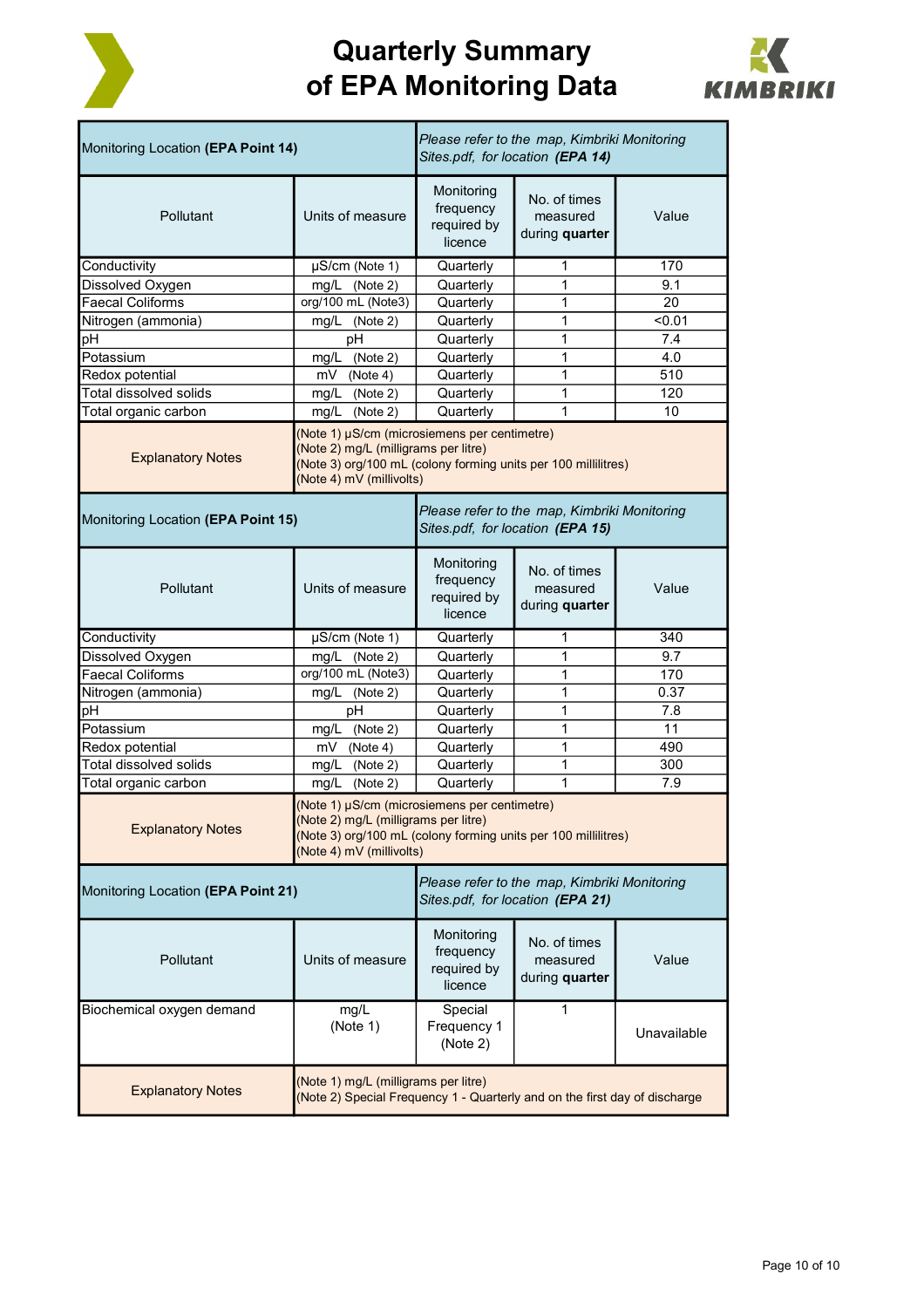# Quarterly Summary of EPA Monitoring Data

| Monitoring Location **(EPA Point 14)** | | *Please refer to the map, Kimbriki Monitoring Sites.pdf, for location **(EPA 14)*** | | |
|---|---|---|---|---|
| Pollutant | Units of measure | Monitoring frequency required by licence | No. of times measured during **quarter** | Value |
| Conductivity | µS/cm (Note 1) | Quarterly | 1 | 170 |
| Dissolved Oxygen | mg/L (Note 2) | Quarterly | 1 | 9.1 |
| Faecal Coliforms | org/100 mL (Note3) | Quarterly | 1 | 20 |
| Nitrogen (ammonia) | mg/L (Note 2) | Quarterly | 1 | <0.01 |
| pH | pH | Quarterly | 1 | 7.4 |
| Potassium | mg/L (Note 2) | Quarterly | 1 | 4.0 |
| Redox potential | mV (Note 4) | Quarterly | 1 | 510 |
| Total dissolved solids | mg/L (Note 2) | Quarterly | 1 | 120 |
| Total organic carbon | mg/L (Note 2) | Quarterly | 1 | 10 |
| Explanatory Notes | (Note 1) µS/cm (microsiemens per centimetre)<br>(Note 2) mg/L (milligrams per litre)<br>(Note 3) org/100 mL (colony forming units per 100 millilitres)<br>(Note 4) mV (millivolts) | | | |

| Monitoring Location **(EPA Point 15)** | | *Please refer to the map, Kimbriki Monitoring Sites.pdf, for location **(EPA 15)*** | | |
|---|---|---|---|---|
| Pollutant | Units of measure | Monitoring frequency required by licence | No. of times measured during **quarter** | Value |
| Conductivity | µS/cm (Note 1) | Quarterly | 1 | 340 |
| Dissolved Oxygen | mg/L (Note 2) | Quarterly | 1 | 9.7 |
| Faecal Coliforms | org/100 mL (Note3) | Quarterly | 1 | 170 |
| Nitrogen (ammonia) | mg/L (Note 2) | Quarterly | 1 | 0.37 |
| pH | pH | Quarterly | 1 | 7.8 |
| Potassium | mg/L (Note 2) | Quarterly | 1 | 11 |
| Redox potential | mV (Note 4) | Quarterly | 1 | 490 |
| Total dissolved solids | mg/L (Note 2) | Quarterly | 1 | 300 |
| Total organic carbon | mg/L (Note 2) | Quarterly | 1 | 7.9 |
| Explanatory Notes | (Note 1) µS/cm (microsiemens per centimetre)<br>(Note 2) mg/L (milligrams per litre)<br>(Note 3) org/100 mL (colony forming units per 100 millilitres)<br>(Note 4) mV (millivolts) | | | |

| Monitoring Location **(EPA Point 21)** | | *Please refer to the map, Kimbriki Monitoring Sites.pdf, for location **(EPA 21)*** | | |
|---|---|---|---|---|
| Pollutant | Units of measure | Monitoring frequency required by licence | No. of times measured during **quarter** | Value |
| Biochemical oxygen demand | mg/L (Note 1) | Special Frequency 1 (Note 2) | 1 | Unavailable |
| Explanatory Notes | (Note 1) mg/L (milligrams per litre)<br>(Note 2) Special Frequency 1 - Quarterly and on the first day of discharge | | | |